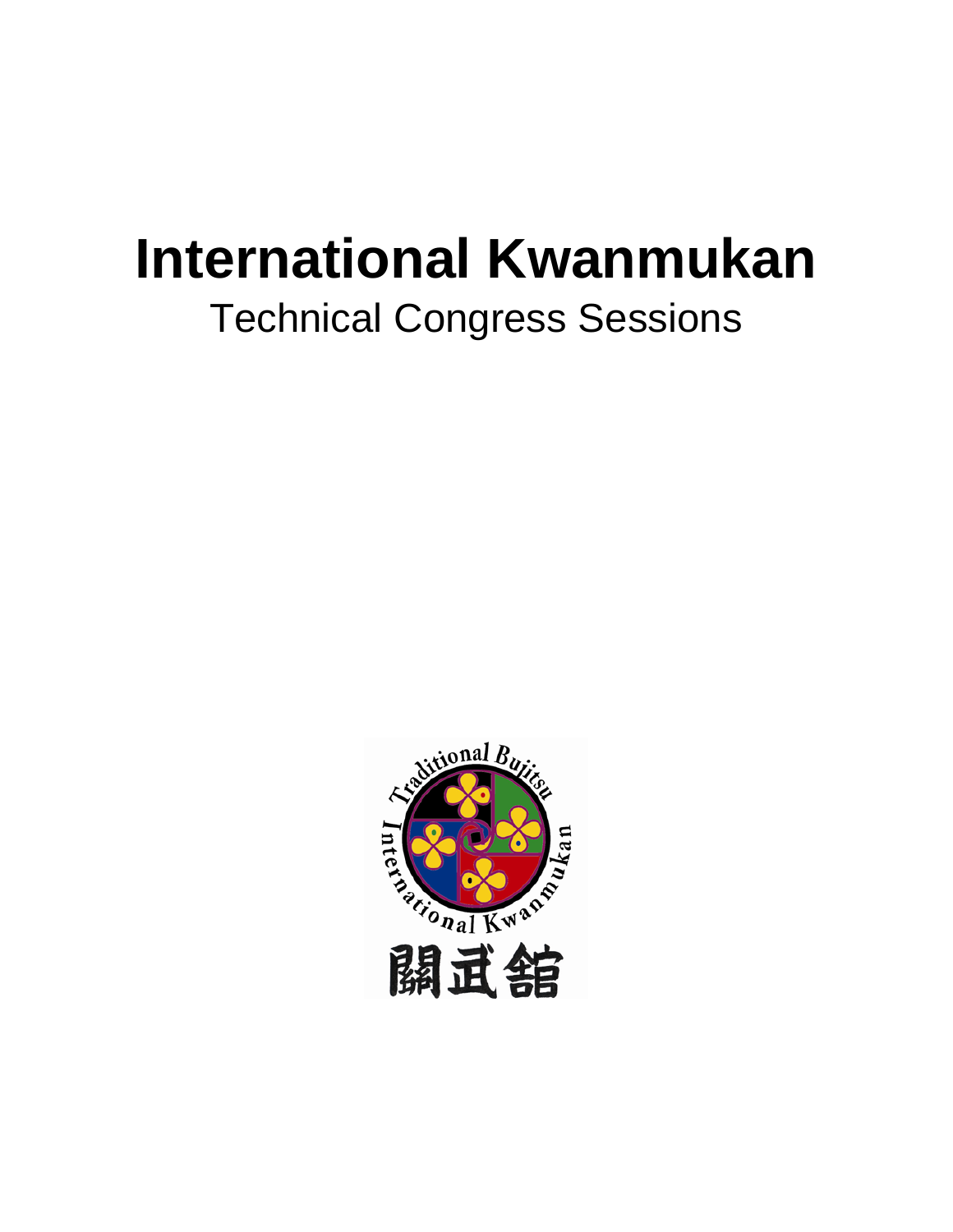# International Kwanmukan

Technical Congress Sessions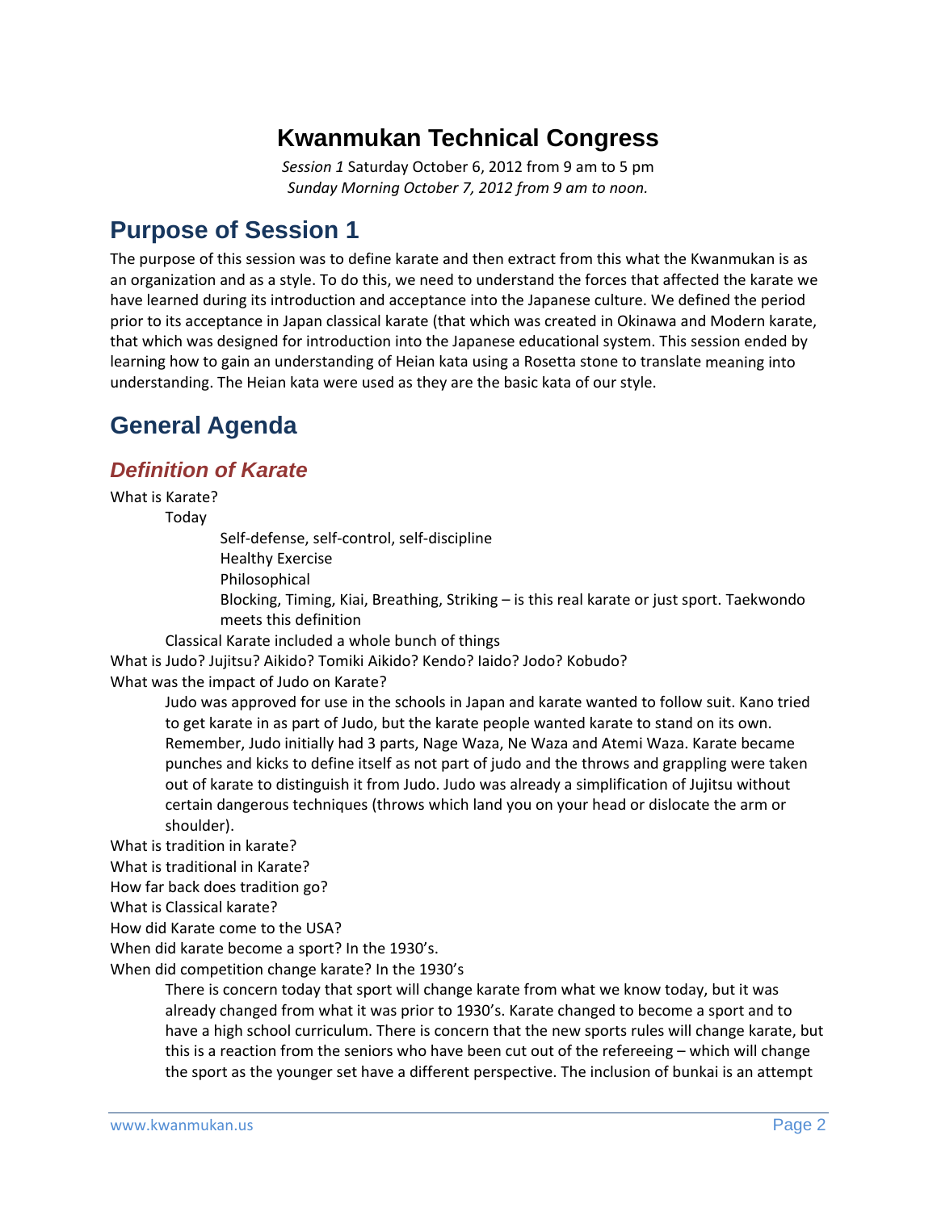# Kwanmukan Technical Congress

*Session 1* Saturday October 6, 2012 from 9 am to 5 pm
*Sunday Morning October 7, 2012 from 9 am to noon.*

## Purpose of Session 1

The purpose of this session was to define karate and then extract from this what the Kwanmukan is as an organization and as a style. To do this, we need to understand the forces that affected the karate we have learned during its introduction and acceptance into the Japanese culture. We defined the period prior to its acceptance in Japan classical karate (that which was created in Okinawa and Modern karate, that which was designed for introduction into the Japanese educational system. This session ended by learning how to gain an understanding of Heian kata using a Rosetta stone to translate meaning into understanding. The Heian kata were used as they are the basic kata of our style.

## General Agenda

### *Definition of Karate*

What is Karate?

- Today
  - Self-defense, self-control, self-discipline
  - Healthy Exercise
  - Philosophical
  - Blocking, Timing, Kiai, Breathing, Striking – is this real karate or just sport. Taekwondo meets this definition
- Classical Karate included a whole bunch of things

What is Judo? Jujitsu? Aikido? Tomiki Aikido? Kendo? Iaido? Jodo? Kobudo?

What was the impact of Judo on Karate?

> Judo was approved for use in the schools in Japan and karate wanted to follow suit. Kano tried to get karate in as part of Judo, but the karate people wanted karate to stand on its own. Remember, Judo initially had 3 parts, Nage Waza, Ne Waza and Atemi Waza. Karate became punches and kicks to define itself as not part of judo and the throws and grappling were taken out of karate to distinguish it from Judo. Judo was already a simplification of Jujitsu without certain dangerous techniques (throws which land you on your head or dislocate the arm or shoulder).

What is tradition in karate?

What is traditional in Karate?

How far back does tradition go?

What is Classical karate?

How did Karate come to the USA?

When did karate become a sport? In the 1930's.

When did competition change karate? In the 1930's

> There is concern today that sport will change karate from what we know today, but it was already changed from what it was prior to 1930's. Karate changed to become a sport and to have a high school curriculum. There is concern that the new sports rules will change karate, but this is a reaction from the seniors who have been cut out of the refereeing – which will change the sport as the younger set have a different perspective. The inclusion of bunkai is an attempt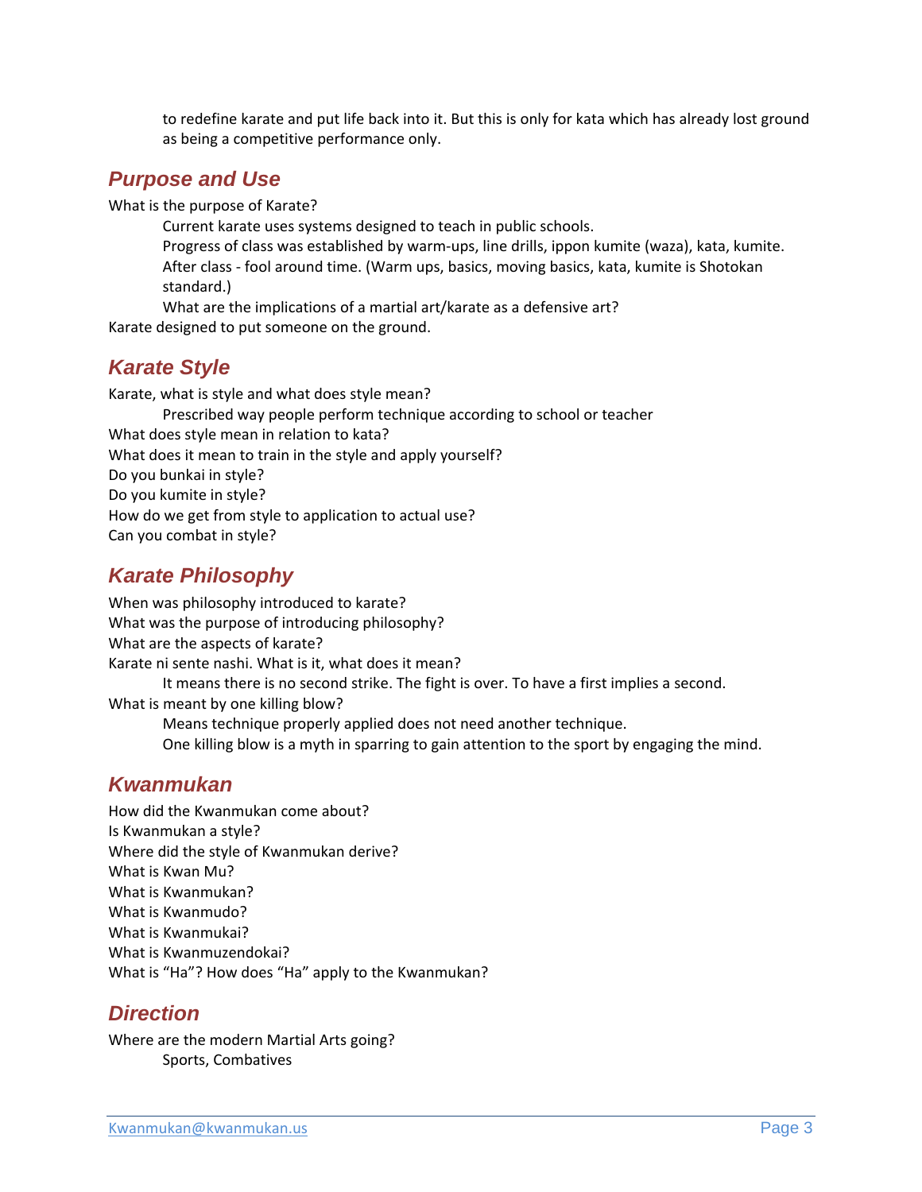to redefine karate and put life back into it. But this is only for kata which has already lost ground as being a competitive performance only.

## *Purpose and Use*

What is the purpose of Karate?

Current karate uses systems designed to teach in public schools.

Progress of class was established by warm-ups, line drills, ippon kumite (waza), kata, kumite.

After class - fool around time. (Warm ups, basics, moving basics, kata, kumite is Shotokan standard.)

What are the implications of a martial art/karate as a defensive art?

Karate designed to put someone on the ground.

## *Karate Style*

Karate, what is style and what does style mean?

Prescribed way people perform technique according to school or teacher

What does style mean in relation to kata?

What does it mean to train in the style and apply yourself?

Do you bunkai in style?

Do you kumite in style?

How do we get from style to application to actual use?

Can you combat in style?

## *Karate Philosophy*

When was philosophy introduced to karate?

What was the purpose of introducing philosophy?

What are the aspects of karate?

Karate ni sente nashi. What is it, what does it mean?

It means there is no second strike. The fight is over. To have a first implies a second.

What is meant by one killing blow?

Means technique properly applied does not need another technique.

One killing blow is a myth in sparring to gain attention to the sport by engaging the mind.

## *Kwanmukan*

How did the Kwanmukan come about?

Is Kwanmukan a style?

Where did the style of Kwanmukan derive?

What is Kwan Mu?

What is Kwanmukan?

What is Kwanmudo?

What is Kwanmukai?

What is Kwanmuzendokai?

What is "Ha"? How does "Ha" apply to the Kwanmukan?

## *Direction*

Where are the modern Martial Arts going?

Sports, Combatives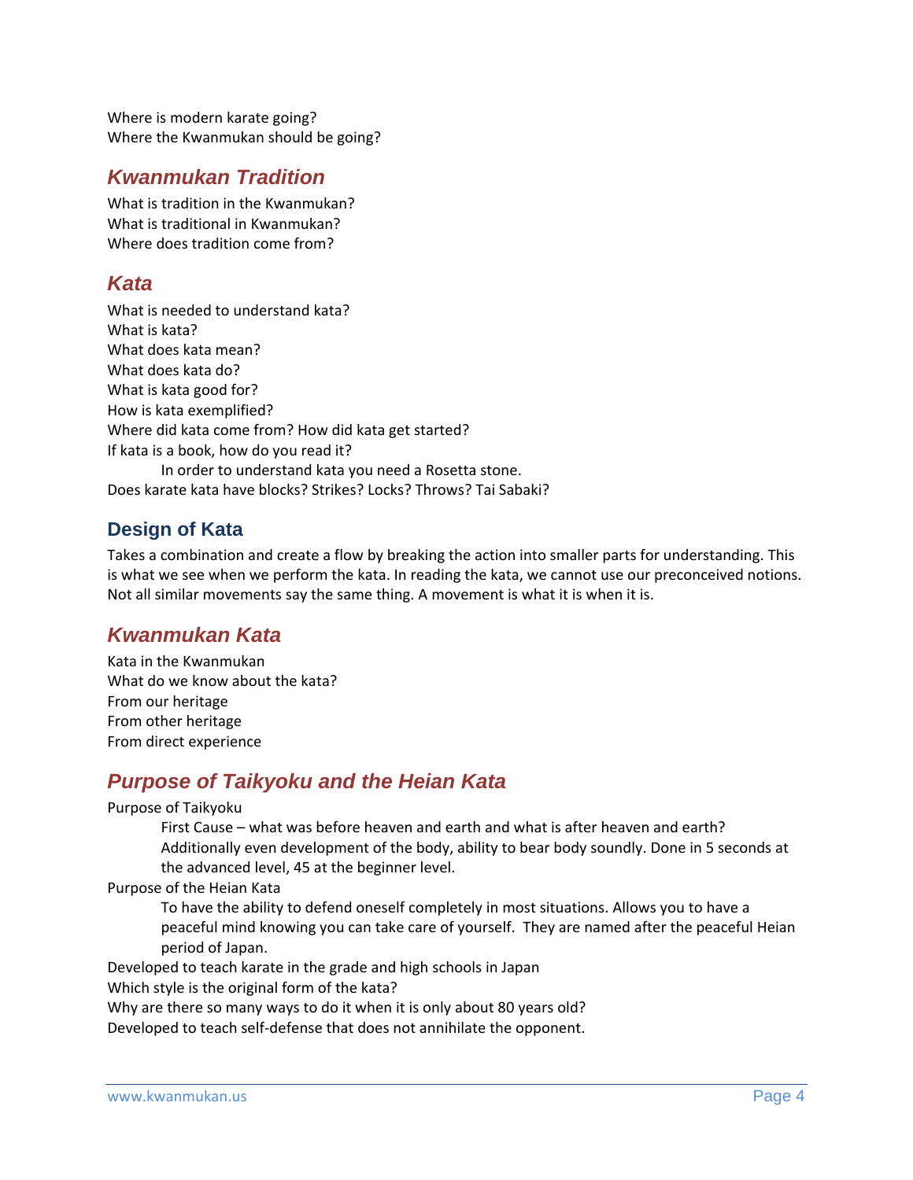Where is modern karate going?
Where the Kwanmukan should be going?

## *Kwanmukan Tradition*

What is tradition in the Kwanmukan?
What is traditional in Kwanmukan?
Where does tradition come from?

## *Kata*

What is needed to understand kata?
What is kata?
What does kata mean?
What does kata do?
What is kata good for?
How is kata exemplified?
Where did kata come from? How did kata get started?
If kata is a book, how do you read it?

> In order to understand kata you need a Rosetta stone.

Does karate kata have blocks? Strikes? Locks? Throws? Tai Sabaki?

### Design of Kata

Takes a combination and create a flow by breaking the action into smaller parts for understanding. This is what we see when we perform the kata. In reading the kata, we cannot use our preconceived notions. Not all similar movements say the same thing. A movement is what it is when it is.

## *Kwanmukan Kata*

Kata in the Kwanmukan
What do we know about the kata?
From our heritage
From other heritage
From direct experience

## *Purpose of Taikyoku and the Heian Kata*

Purpose of Taikyoku

> First Cause – what was before heaven and earth and what is after heaven and earth? Additionally even development of the body, ability to bear body soundly. Done in 5 seconds at the advanced level, 45 at the beginner level.

Purpose of the Heian Kata

> To have the ability to defend oneself completely in most situations. Allows you to have a peaceful mind knowing you can take care of yourself. They are named after the peaceful Heian period of Japan.

Developed to teach karate in the grade and high schools in Japan
Which style is the original form of the kata?
Why are there so many ways to do it when it is only about 80 years old?
Developed to teach self-defense that does not annihilate the opponent.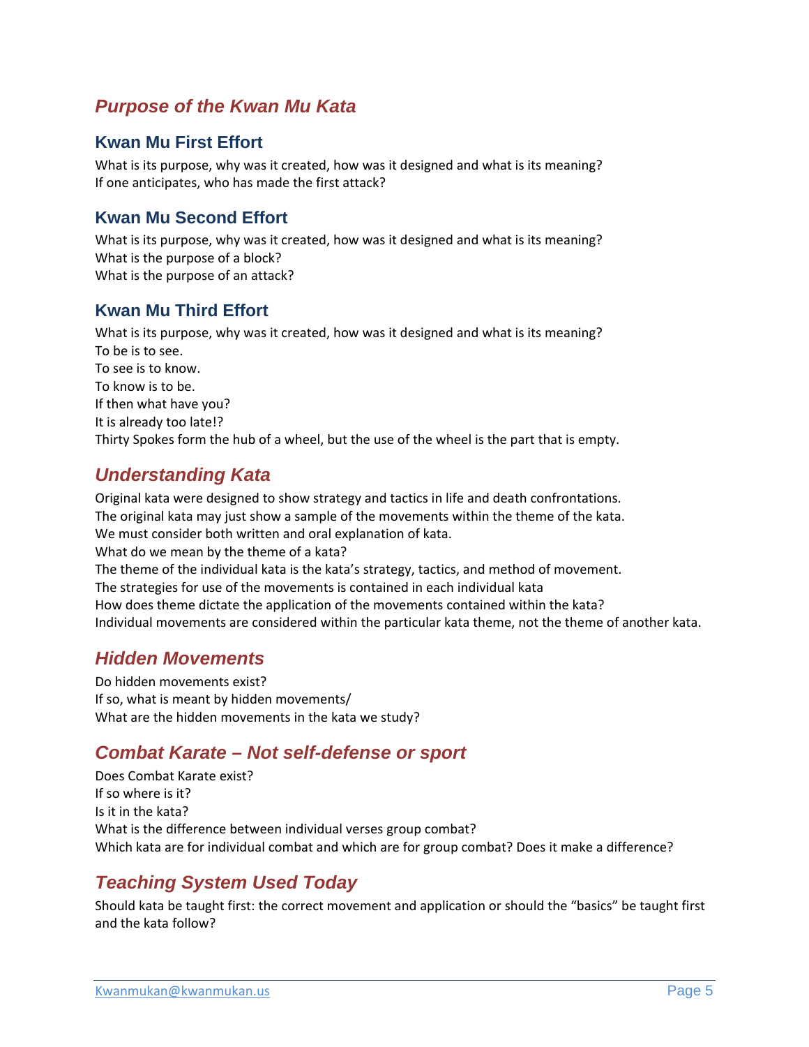## *Purpose of the Kwan Mu Kata*

### Kwan Mu First Effort

What is its purpose, why was it created, how was it designed and what is its meaning?
If one anticipates, who has made the first attack?

### Kwan Mu Second Effort

What is its purpose, why was it created, how was it designed and what is its meaning?
What is the purpose of a block?
What is the purpose of an attack?

### Kwan Mu Third Effort

What is its purpose, why was it created, how was it designed and what is its meaning?
To be is to see.
To see is to know.
To know is to be.
If then what have you?
It is already too late!?
Thirty Spokes form the hub of a wheel, but the use of the wheel is the part that is empty.

## *Understanding Kata*

Original kata were designed to show strategy and tactics in life and death confrontations.
The original kata may just show a sample of the movements within the theme of the kata.
We must consider both written and oral explanation of kata.
What do we mean by the theme of a kata?
The theme of the individual kata is the kata's strategy, tactics, and method of movement.
The strategies for use of the movements is contained in each individual kata
How does theme dictate the application of the movements contained within the kata?
Individual movements are considered within the particular kata theme, not the theme of another kata.

## *Hidden Movements*

Do hidden movements exist?
If so, what is meant by hidden movements/
What are the hidden movements in the kata we study?

## *Combat Karate – Not self-defense or sport*

Does Combat Karate exist?
If so where is it?
Is it in the kata?
What is the difference between individual verses group combat?
Which kata are for individual combat and which are for group combat? Does it make a difference?

## *Teaching System Used Today*

Should kata be taught first: the correct movement and application or should the "basics" be taught first and the kata follow?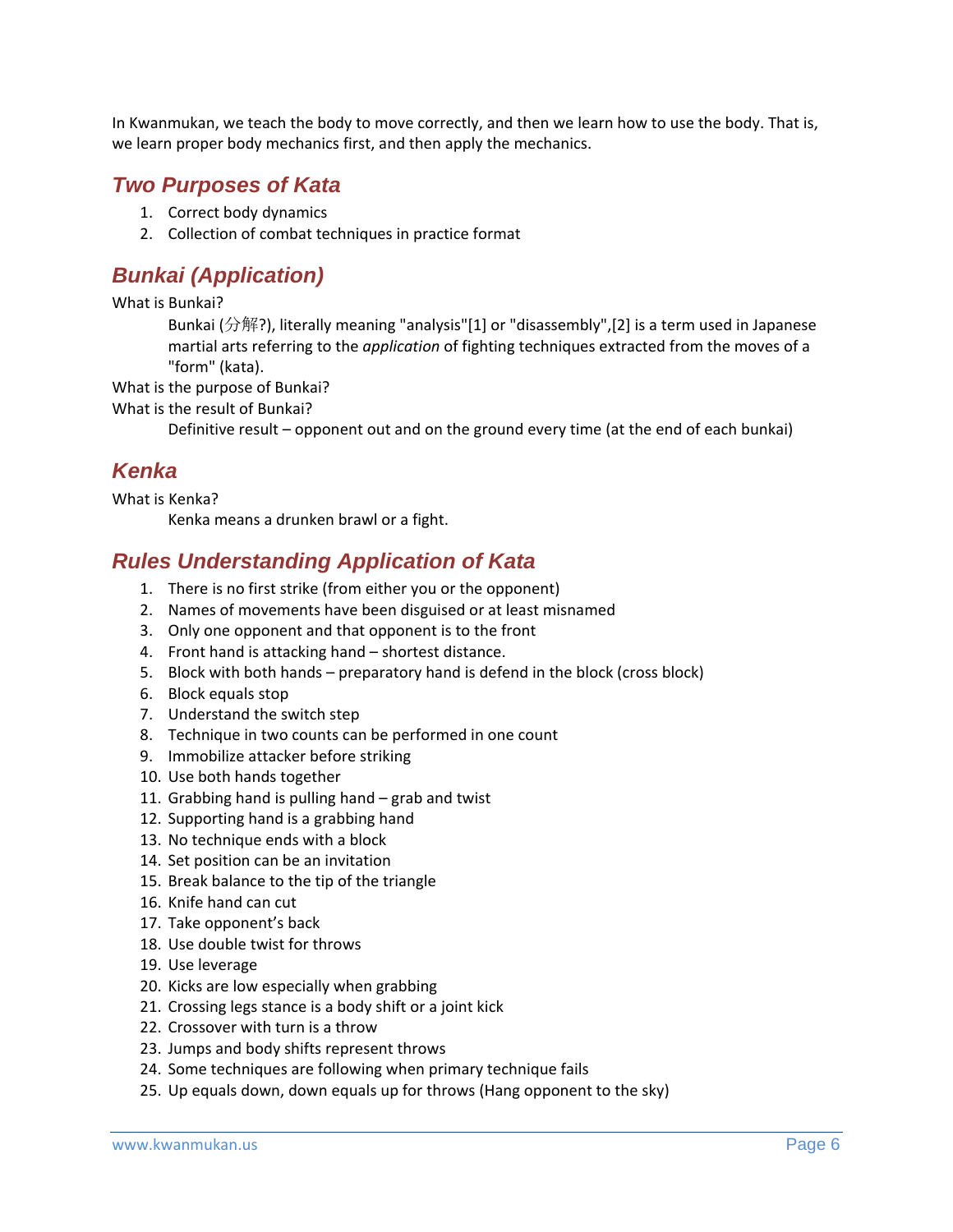In Kwanmukan, we teach the body to move correctly, and then we learn how to use the body. That is, we learn proper body mechanics first, and then apply the mechanics.

## *Two Purposes of Kata*

1. Correct body dynamics
2. Collection of combat techniques in practice format

## *Bunkai (Application)*

What is Bunkai?

> Bunkai (分解?), literally meaning "analysis"[1] or "disassembly",[2] is a term used in Japanese martial arts referring to the *application* of fighting techniques extracted from the moves of a "form" (kata).

What is the purpose of Bunkai?

What is the result of Bunkai?

> Definitive result – opponent out and on the ground every time (at the end of each bunkai)

## *Kenka*

What is Kenka?

> Kenka means a drunken brawl or a fight.

## *Rules Understanding Application of Kata*

1. There is no first strike (from either you or the opponent)
2. Names of movements have been disguised or at least misnamed
3. Only one opponent and that opponent is to the front
4. Front hand is attacking hand – shortest distance.
5. Block with both hands – preparatory hand is defend in the block (cross block)
6. Block equals stop
7. Understand the switch step
8. Technique in two counts can be performed in one count
9. Immobilize attacker before striking
10. Use both hands together
11. Grabbing hand is pulling hand – grab and twist
12. Supporting hand is a grabbing hand
13. No technique ends with a block
14. Set position can be an invitation
15. Break balance to the tip of the triangle
16. Knife hand can cut
17. Take opponent's back
18. Use double twist for throws
19. Use leverage
20. Kicks are low especially when grabbing
21. Crossing legs stance is a body shift or a joint kick
22. Crossover with turn is a throw
23. Jumps and body shifts represent throws
24. Some techniques are following when primary technique fails
25. Up equals down, down equals up for throws (Hang opponent to the sky)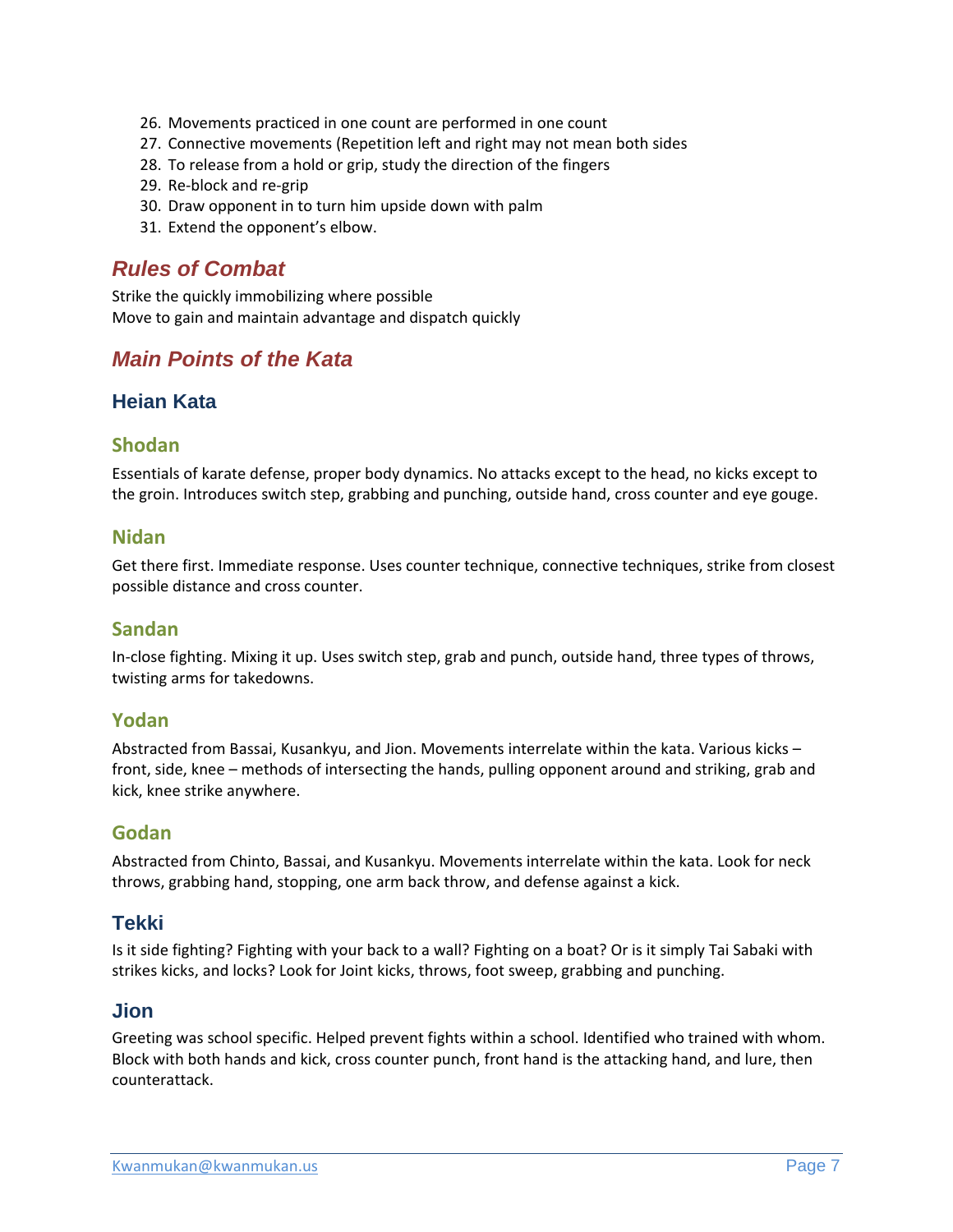26. Movements practiced in one count are performed in one count
27. Connective movements (Repetition left and right may not mean both sides
28. To release from a hold or grip, study the direction of the fingers
29. Re-block and re-grip
30. Draw opponent in to turn him upside down with palm
31. Extend the opponent's elbow.

## *Rules of Combat*

Strike the quickly immobilizing where possible
Move to gain and maintain advantage and dispatch quickly

## *Main Points of the Kata*

### Heian Kata

#### Shodan

Essentials of karate defense, proper body dynamics. No attacks except to the head, no kicks except to the groin. Introduces switch step, grabbing and punching, outside hand, cross counter and eye gouge.

#### Nidan

Get there first. Immediate response. Uses counter technique, connective techniques, strike from closest possible distance and cross counter.

#### Sandan

In-close fighting. Mixing it up. Uses switch step, grab and punch, outside hand, three types of throws, twisting arms for takedowns.

#### Yodan

Abstracted from Bassai, Kusankyu, and Jion. Movements interrelate within the kata. Various kicks – front, side, knee – methods of intersecting the hands, pulling opponent around and striking, grab and kick, knee strike anywhere.

#### Godan

Abstracted from Chinto, Bassai, and Kusankyu. Movements interrelate within the kata. Look for neck throws, grabbing hand, stopping, one arm back throw, and defense against a kick.

### Tekki

Is it side fighting? Fighting with your back to a wall? Fighting on a boat? Or is it simply Tai Sabaki with strikes kicks, and locks? Look for Joint kicks, throws, foot sweep, grabbing and punching.

### Jion

Greeting was school specific. Helped prevent fights within a school. Identified who trained with whom. Block with both hands and kick, cross counter punch, front hand is the attacking hand, and lure, then counterattack.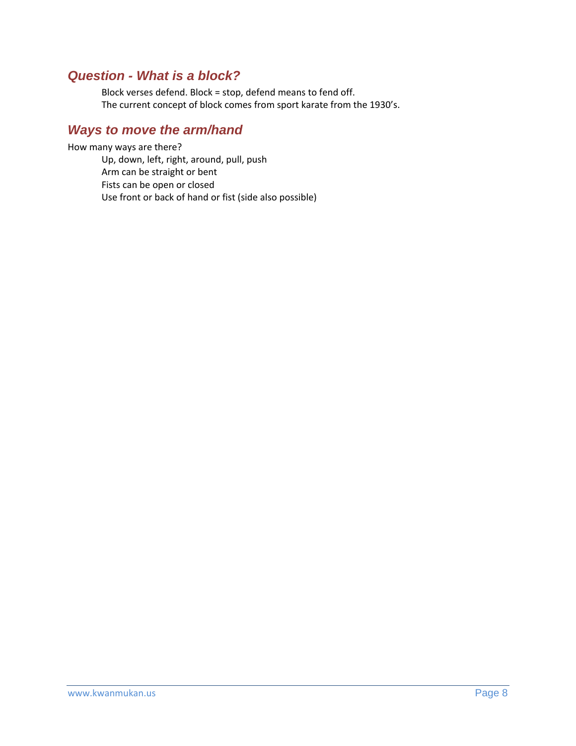## *Question - What is a block?*

Block verses defend. Block = stop, defend means to fend off.
The current concept of block comes from sport karate from the 1930's.

## *Ways to move the arm/hand*

How many ways are there?

Up, down, left, right, around, pull, push
Arm can be straight or bent
Fists can be open or closed
Use front or back of hand or fist (side also possible)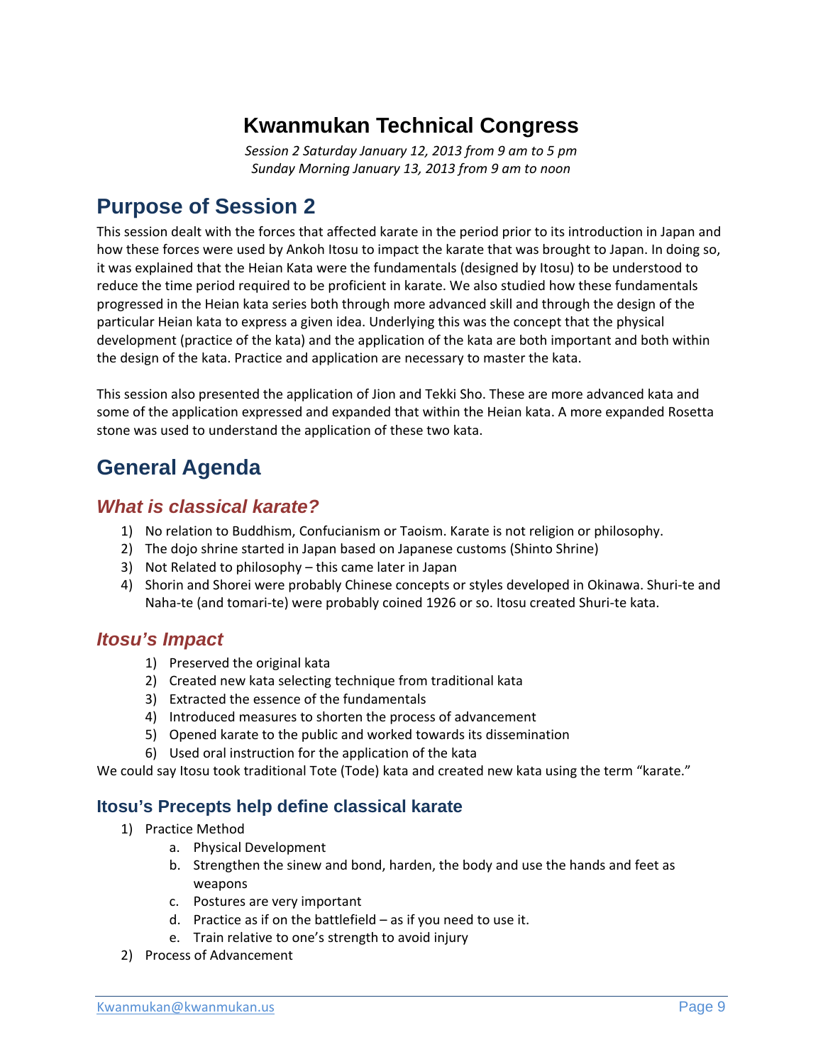# Kwanmukan Technical Congress

*Session 2 Saturday January 12, 2013 from 9 am to 5 pm*
*Sunday Morning January 13, 2013 from 9 am to noon*

## Purpose of Session 2

This session dealt with the forces that affected karate in the period prior to its introduction in Japan and how these forces were used by Ankoh Itosu to impact the karate that was brought to Japan. In doing so, it was explained that the Heian Kata were the fundamentals (designed by Itosu) to be understood to reduce the time period required to be proficient in karate. We also studied how these fundamentals progressed in the Heian kata series both through more advanced skill and through the design of the particular Heian kata to express a given idea. Underlying this was the concept that the physical development (practice of the kata) and the application of the kata are both important and both within the design of the kata. Practice and application are necessary to master the kata.

This session also presented the application of Jion and Tekki Sho. These are more advanced kata and some of the application expressed and expanded that within the Heian kata. A more expanded Rosetta stone was used to understand the application of these two kata.

## General Agenda

### *What is classical karate?*

1) No relation to Buddhism, Confucianism or Taoism. Karate is not religion or philosophy.
2) The dojo shrine started in Japan based on Japanese customs (Shinto Shrine)
3) Not Related to philosophy – this came later in Japan
4) Shorin and Shorei were probably Chinese concepts or styles developed in Okinawa. Shuri-te and Naha-te (and tomari-te) were probably coined 1926 or so. Itosu created Shuri-te kata.

### *Itosu's Impact*

1) Preserved the original kata
2) Created new kata selecting technique from traditional kata
3) Extracted the essence of the fundamentals
4) Introduced measures to shorten the process of advancement
5) Opened karate to the public and worked towards its dissemination
6) Used oral instruction for the application of the kata

We could say Itosu took traditional Tote (Tode) kata and created new kata using the term "karate."

### Itosu's Precepts help define classical karate

1) Practice Method
   a. Physical Development
   b. Strengthen the sinew and bond, harden, the body and use the hands and feet as weapons
   c. Postures are very important
   d. Practice as if on the battlefield – as if you need to use it.
   e. Train relative to one's strength to avoid injury
2) Process of Advancement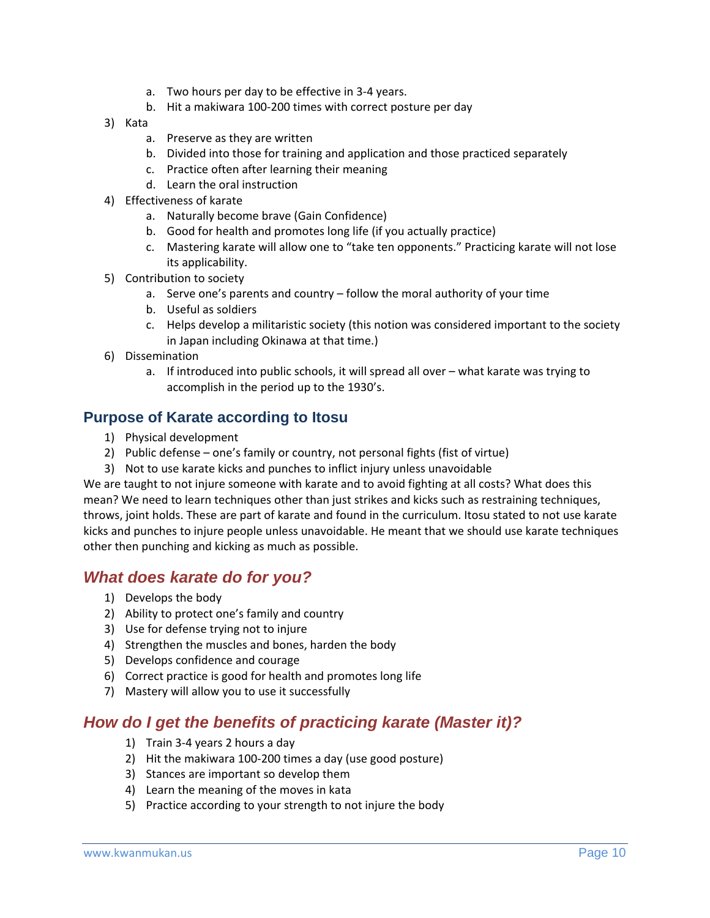a. Two hours per day to be effective in 3-4 years.
   b. Hit a makiwara 100-200 times with correct posture per day

3) Kata
   a. Preserve as they are written
   b. Divided into those for training and application and those practiced separately
   c. Practice often after learning their meaning
   d. Learn the oral instruction
4) Effectiveness of karate
   a. Naturally become brave (Gain Confidence)
   b. Good for health and promotes long life (if you actually practice)
   c. Mastering karate will allow one to "take ten opponents." Practicing karate will not lose its applicability.
5) Contribution to society
   a. Serve one's parents and country – follow the moral authority of your time
   b. Useful as soldiers
   c. Helps develop a militaristic society (this notion was considered important to the society in Japan including Okinawa at that time.)
6) Dissemination
   a. If introduced into public schools, it will spread all over – what karate was trying to accomplish in the period up to the 1930's.

## Purpose of Karate according to Itosu

1) Physical development
2) Public defense – one's family or country, not personal fights (fist of virtue)
3) Not to use karate kicks and punches to inflict injury unless unavoidable

We are taught to not injure someone with karate and to avoid fighting at all costs? What does this mean? We need to learn techniques other than just strikes and kicks such as restraining techniques, throws, joint holds. These are part of karate and found in the curriculum. Itosu stated to not use karate kicks and punches to injure people unless unavoidable. He meant that we should use karate techniques other then punching and kicking as much as possible.

## *What does karate do for you?*

1) Develops the body
2) Ability to protect one's family and country
3) Use for defense trying not to injure
4) Strengthen the muscles and bones, harden the body
5) Develops confidence and courage
6) Correct practice is good for health and promotes long life
7) Mastery will allow you to use it successfully

## *How do I get the benefits of practicing karate (Master it)?*

1) Train 3-4 years 2 hours a day
2) Hit the makiwara 100-200 times a day (use good posture)
3) Stances are important so develop them
4) Learn the meaning of the moves in kata
5) Practice according to your strength to not injure the body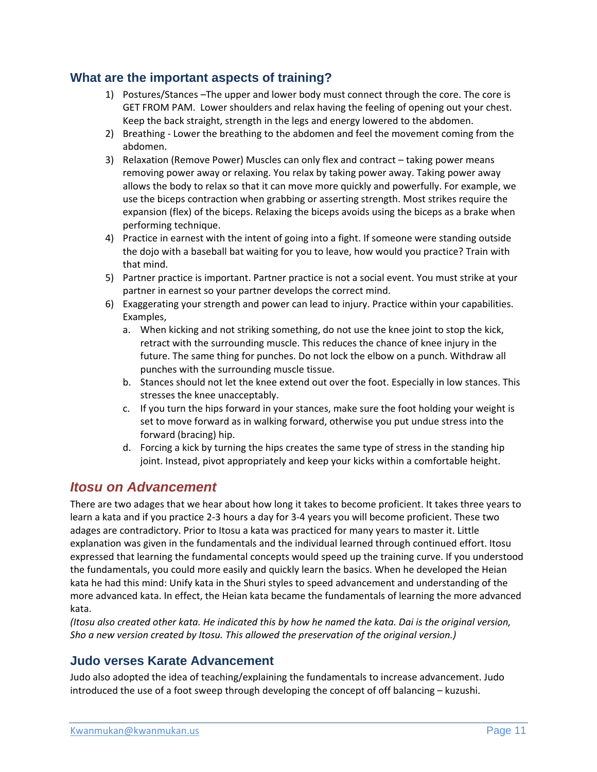## What are the important aspects of training?

1) Postures/Stances –The upper and lower body must connect through the core. The core is GET FROM PAM. Lower shoulders and relax having the feeling of opening out your chest. Keep the back straight, strength in the legs and energy lowered to the abdomen.
2) Breathing - Lower the breathing to the abdomen and feel the movement coming from the abdomen.
3) Relaxation (Remove Power) Muscles can only flex and contract – taking power means removing power away or relaxing. You relax by taking power away. Taking power away allows the body to relax so that it can move more quickly and powerfully. For example, we use the biceps contraction when grabbing or asserting strength. Most strikes require the expansion (flex) of the biceps. Relaxing the biceps avoids using the biceps as a brake when performing technique.
4) Practice in earnest with the intent of going into a fight. If someone were standing outside the dojo with a baseball bat waiting for you to leave, how would you practice? Train with that mind.
5) Partner practice is important. Partner practice is not a social event. You must strike at your partner in earnest so your partner develops the correct mind.
6) Exaggerating your strength and power can lead to injury. Practice within your capabilities. Examples,
   a. When kicking and not striking something, do not use the knee joint to stop the kick, retract with the surrounding muscle. This reduces the chance of knee injury in the future. The same thing for punches. Do not lock the elbow on a punch. Withdraw all punches with the surrounding muscle tissue.
   b. Stances should not let the knee extend out over the foot. Especially in low stances. This stresses the knee unacceptably.
   c. If you turn the hips forward in your stances, make sure the foot holding your weight is set to move forward as in walking forward, otherwise you put undue stress into the forward (bracing) hip.
   d. Forcing a kick by turning the hips creates the same type of stress in the standing hip joint. Instead, pivot appropriately and keep your kicks within a comfortable height.

## *Itosu on Advancement*

There are two adages that we hear about how long it takes to become proficient. It takes three years to learn a kata and if you practice 2-3 hours a day for 3-4 years you will become proficient. These two adages are contradictory. Prior to Itosu a kata was practiced for many years to master it. Little explanation was given in the fundamentals and the individual learned through continued effort. Itosu expressed that learning the fundamental concepts would speed up the training curve. If you understood the fundamentals, you could more easily and quickly learn the basics. When he developed the Heian kata he had this mind: Unify kata in the Shuri styles to speed advancement and understanding of the more advanced kata. In effect, the Heian kata became the fundamentals of learning the more advanced kata.

*(Itosu also created other kata. He indicated this by how he named the kata. Dai is the original version, Sho a new version created by Itosu. This allowed the preservation of the original version.)*

## Judo verses Karate Advancement

Judo also adopted the idea of teaching/explaining the fundamentals to increase advancement. Judo introduced the use of a foot sweep through developing the concept of off balancing – kuzushi.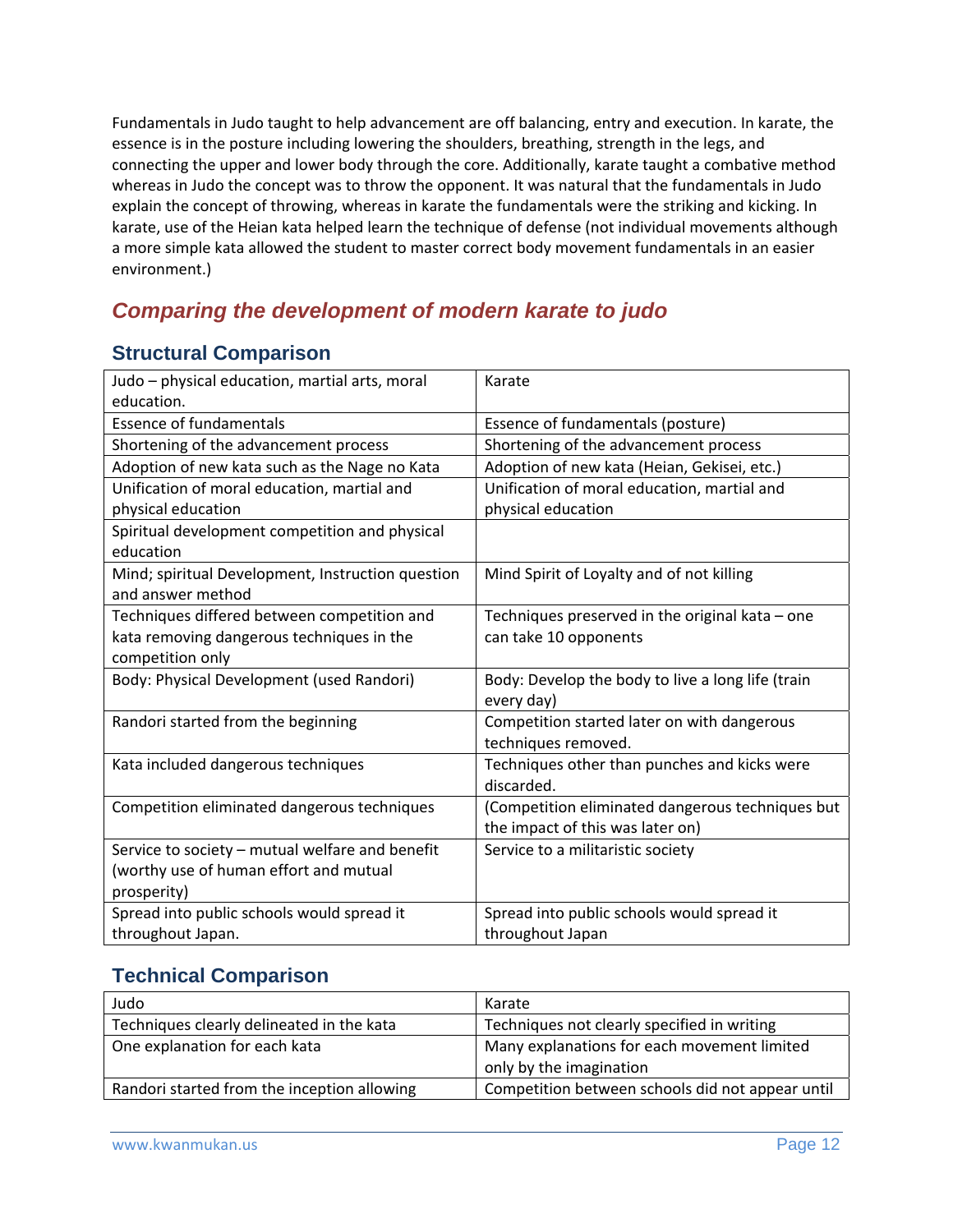Fundamentals in Judo taught to help advancement are off balancing, entry and execution. In karate, the essence is in the posture including lowering the shoulders, breathing, strength in the legs, and connecting the upper and lower body through the core. Additionally, karate taught a combative method whereas in Judo the concept was to throw the opponent. It was natural that the fundamentals in Judo explain the concept of throwing, whereas in karate the fundamentals were the striking and kicking. In karate, use of the Heian kata helped learn the technique of defense (not individual movements although a more simple kata allowed the student to master correct body movement fundamentals in an easier environment.)

## *Comparing the development of modern karate to judo*

### Structural Comparison

| Judo – physical education, martial arts, moral education. | Karate |
|---|---|
| Essence of fundamentals | Essence of fundamentals (posture) |
| Shortening of the advancement process | Shortening of the advancement process |
| Adoption of new kata such as the Nage no Kata | Adoption of new kata (Heian, Gekisei, etc.) |
| Unification of moral education, martial and physical education | Unification of moral education, martial and physical education |
| Spiritual development competition and physical education | |
| Mind; spiritual Development, Instruction question and answer method | Mind Spirit of Loyalty and of not killing |
| Techniques differed between competition and kata removing dangerous techniques in the competition only | Techniques preserved in the original kata – one can take 10 opponents |
| Body: Physical Development (used Randori) | Body: Develop the body to live a long life (train every day) |
| Randori started from the beginning | Competition started later on with dangerous techniques removed. |
| Kata included dangerous techniques | Techniques other than punches and kicks were discarded. |
| Competition eliminated dangerous techniques | (Competition eliminated dangerous techniques but the impact of this was later on) |
| Service to society – mutual welfare and benefit (worthy use of human effort and mutual prosperity) | Service to a militaristic society |
| Spread into public schools would spread it throughout Japan. | Spread into public schools would spread it throughout Japan |

### Technical Comparison

| Judo | Karate |
|---|---|
| Techniques clearly delineated in the kata | Techniques not clearly specified in writing |
| One explanation for each kata | Many explanations for each movement limited only by the imagination |
| Randori started from the inception allowing | Competition between schools did not appear until |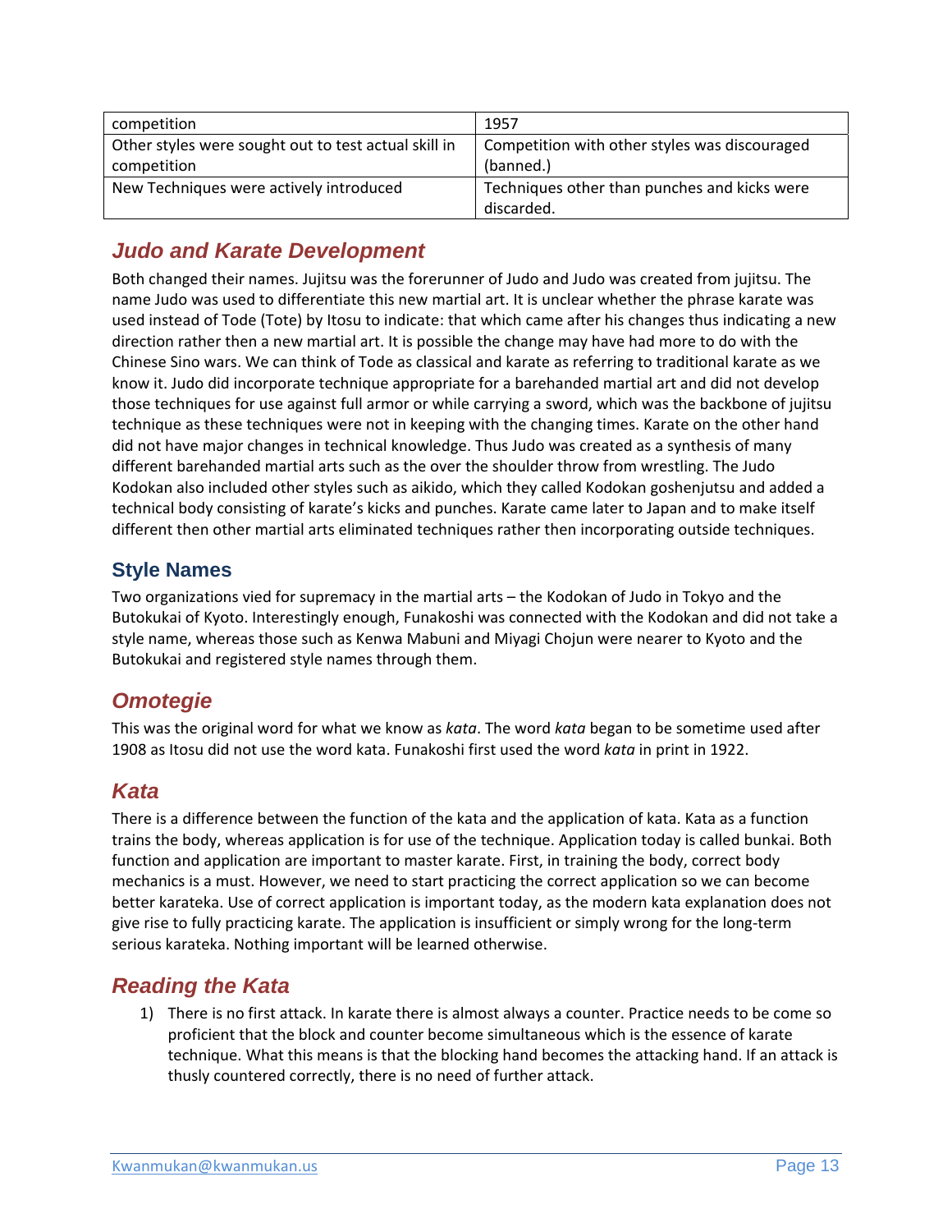| competition | 1957 |
|---|---|
| Other styles were sought out to test actual skill in competition | Competition with other styles was discouraged (banned.) |
| New Techniques were actively introduced | Techniques other than punches and kicks were discarded. |

## *Judo and Karate Development*

Both changed their names. Jujitsu was the forerunner of Judo and Judo was created from jujitsu. The name Judo was used to differentiate this new martial art. It is unclear whether the phrase karate was used instead of Tode (Tote) by Itosu to indicate: that which came after his changes thus indicating a new direction rather then a new martial art. It is possible the change may have had more to do with the Chinese Sino wars. We can think of Tode as classical and karate as referring to traditional karate as we know it. Judo did incorporate technique appropriate for a barehanded martial art and did not develop those techniques for use against full armor or while carrying a sword, which was the backbone of jujitsu technique as these techniques were not in keeping with the changing times. Karate on the other hand did not have major changes in technical knowledge. Thus Judo was created as a synthesis of many different barehanded martial arts such as the over the shoulder throw from wrestling. The Judo Kodokan also included other styles such as aikido, which they called Kodokan goshenjutsu and added a technical body consisting of karate's kicks and punches. Karate came later to Japan and to make itself different then other martial arts eliminated techniques rather then incorporating outside techniques.

### Style Names

Two organizations vied for supremacy in the martial arts – the Kodokan of Judo in Tokyo and the Butokukai of Kyoto. Interestingly enough, Funakoshi was connected with the Kodokan and did not take a style name, whereas those such as Kenwa Mabuni and Miyagi Chojun were nearer to Kyoto and the Butokukai and registered style names through them.

## *Omotegie*

This was the original word for what we know as *kata*. The word *kata* began to be sometime used after 1908 as Itosu did not use the word kata. Funakoshi first used the word *kata* in print in 1922.

## *Kata*

There is a difference between the function of the kata and the application of kata. Kata as a function trains the body, whereas application is for use of the technique. Application today is called bunkai. Both function and application are important to master karate. First, in training the body, correct body mechanics is a must. However, we need to start practicing the correct application so we can become better karateka. Use of correct application is important today, as the modern kata explanation does not give rise to fully practicing karate. The application is insufficient or simply wrong for the long-term serious karateka. Nothing important will be learned otherwise.

## *Reading the Kata*

1) There is no first attack. In karate there is almost always a counter. Practice needs to be come so proficient that the block and counter become simultaneous which is the essence of karate technique. What this means is that the blocking hand becomes the attacking hand. If an attack is thusly countered correctly, there is no need of further attack.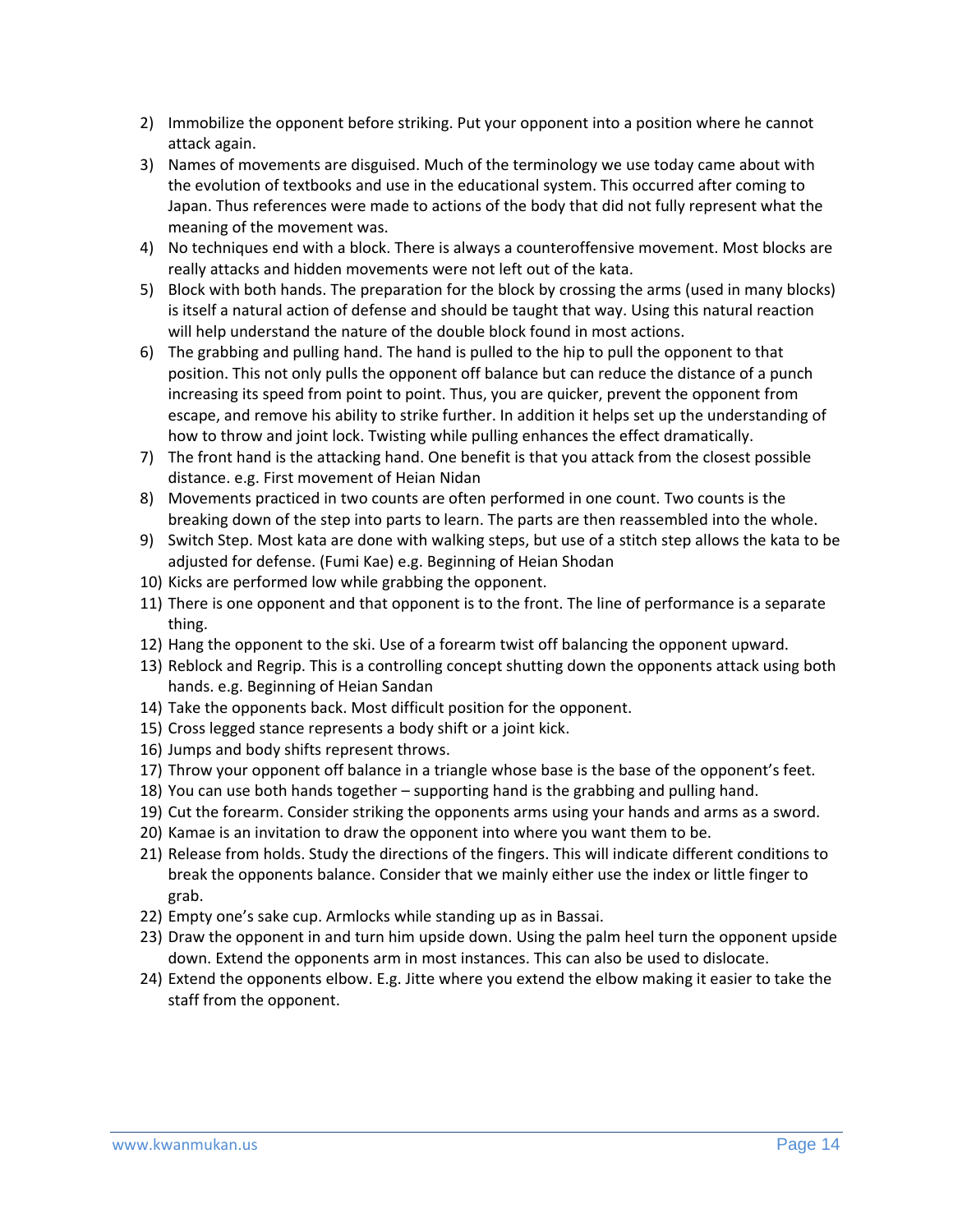2) Immobilize the opponent before striking. Put your opponent into a position where he cannot attack again.
3) Names of movements are disguised. Much of the terminology we use today came about with the evolution of textbooks and use in the educational system. This occurred after coming to Japan. Thus references were made to actions of the body that did not fully represent what the meaning of the movement was.
4) No techniques end with a block. There is always a counteroffensive movement. Most blocks are really attacks and hidden movements were not left out of the kata.
5) Block with both hands. The preparation for the block by crossing the arms (used in many blocks) is itself a natural action of defense and should be taught that way. Using this natural reaction will help understand the nature of the double block found in most actions.
6) The grabbing and pulling hand. The hand is pulled to the hip to pull the opponent to that position. This not only pulls the opponent off balance but can reduce the distance of a punch increasing its speed from point to point. Thus, you are quicker, prevent the opponent from escape, and remove his ability to strike further. In addition it helps set up the understanding of how to throw and joint lock. Twisting while pulling enhances the effect dramatically.
7) The front hand is the attacking hand. One benefit is that you attack from the closest possible distance. e.g. First movement of Heian Nidan
8) Movements practiced in two counts are often performed in one count. Two counts is the breaking down of the step into parts to learn. The parts are then reassembled into the whole.
9) Switch Step. Most kata are done with walking steps, but use of a stitch step allows the kata to be adjusted for defense. (Fumi Kae) e.g. Beginning of Heian Shodan
10) Kicks are performed low while grabbing the opponent.
11) There is one opponent and that opponent is to the front. The line of performance is a separate thing.
12) Hang the opponent to the ski. Use of a forearm twist off balancing the opponent upward.
13) Reblock and Regrip. This is a controlling concept shutting down the opponents attack using both hands. e.g. Beginning of Heian Sandan
14) Take the opponents back. Most difficult position for the opponent.
15) Cross legged stance represents a body shift or a joint kick.
16) Jumps and body shifts represent throws.
17) Throw your opponent off balance in a triangle whose base is the base of the opponent's feet.
18) You can use both hands together – supporting hand is the grabbing and pulling hand.
19) Cut the forearm. Consider striking the opponents arms using your hands and arms as a sword.
20) Kamae is an invitation to draw the opponent into where you want them to be.
21) Release from holds. Study the directions of the fingers. This will indicate different conditions to break the opponents balance. Consider that we mainly either use the index or little finger to grab.
22) Empty one's sake cup. Armlocks while standing up as in Bassai.
23) Draw the opponent in and turn him upside down. Using the palm heel turn the opponent upside down. Extend the opponents arm in most instances. This can also be used to dislocate.
24) Extend the opponents elbow. E.g. Jitte where you extend the elbow making it easier to take the staff from the opponent.